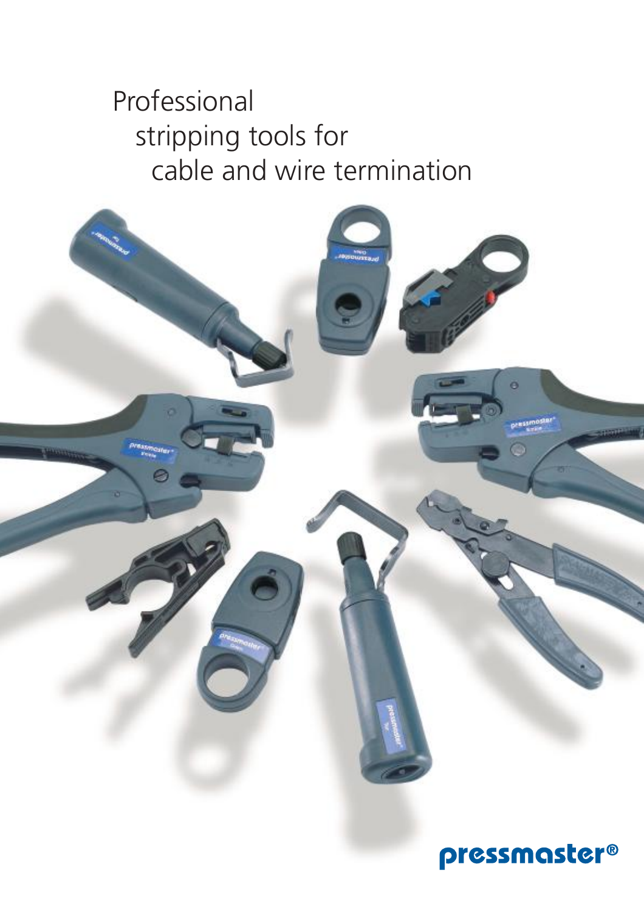# Professional stripping tools for cable and wire termination

pressmaster®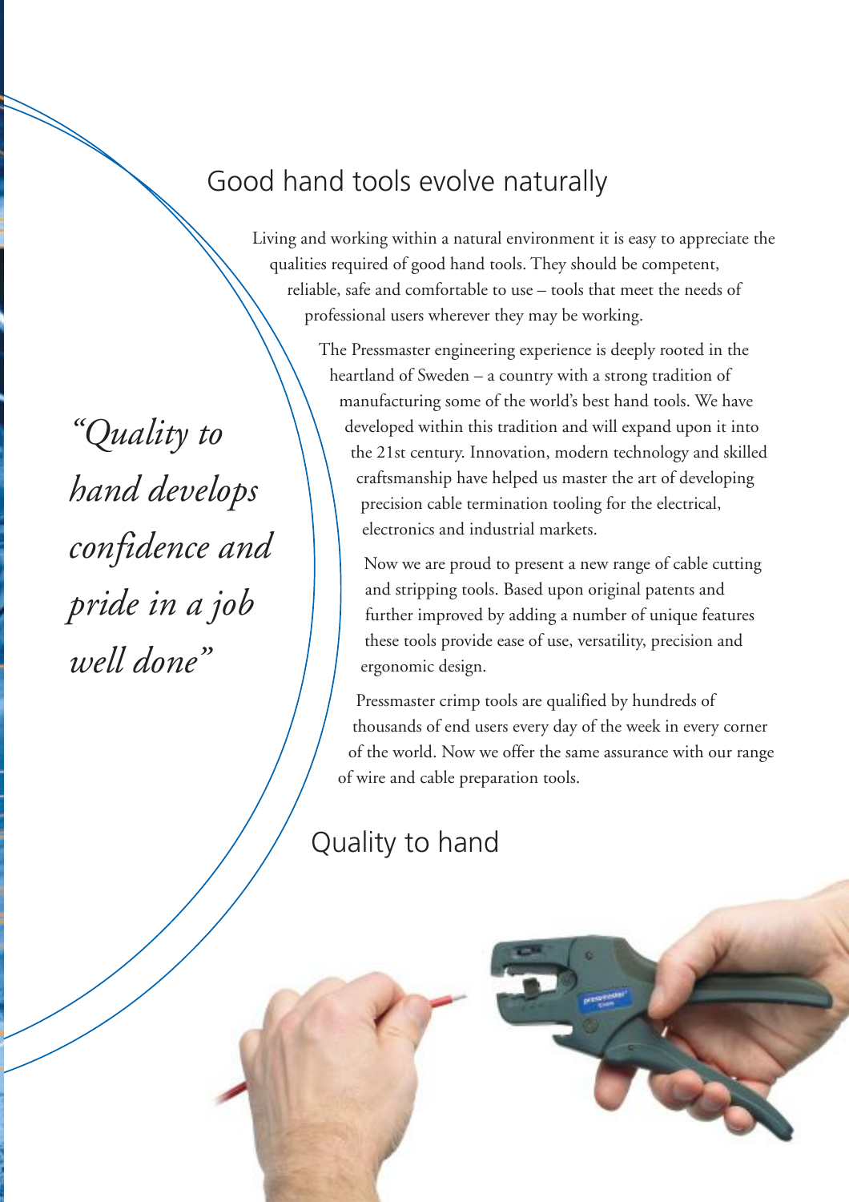## Good hand tools evolve naturally

Living and working within a natural environment it is easy to appreciate the qualities required of good hand tools. They should be competent, reliable, safe and comfortable to use – tools that meet the needs of professional users wherever they may be working.

The Pressmaster engineering experience is deeply rooted in the heartland of Sweden – a country with a strong tradition of manufacturing some of the world's best hand tools. We have developed within this tradition and will expand upon it into the 21st century. Innovation, modern technology and skilled craftsmanship have helped us master the art of developing precision cable termination tooling for the electrical, electronics and industrial markets.

Now we are proud to present a new range of cable cutting and stripping tools. Based upon original patents and further improved by adding a number of unique features these tools provide ease of use, versatility, precision and ergonomic design.

Pressmaster crimp tools are qualified by hundreds of thousands of end users every day of the week in every corner of the world. Now we offer the same assurance with our range of wire and cable preparation tools.

*"Quality to hand develops confidence and pride in a job well done"*

## Quality to hand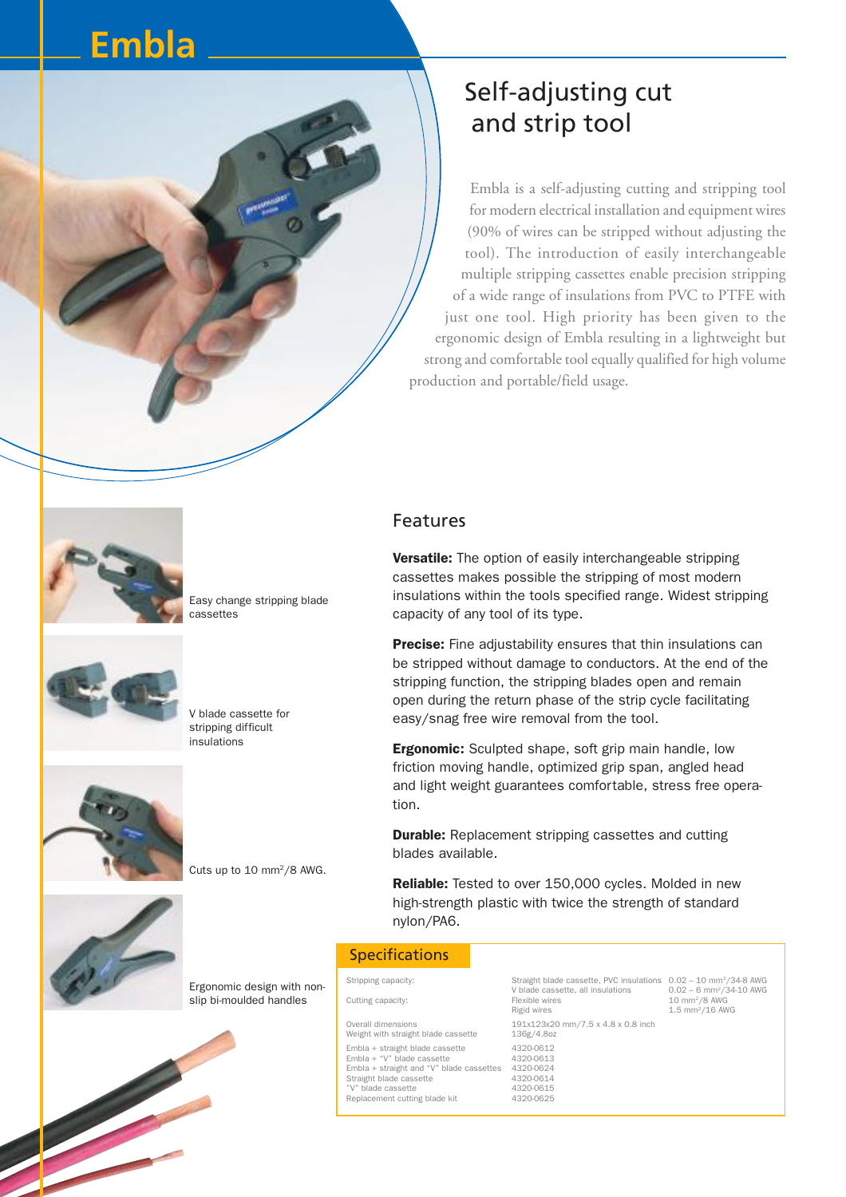# Embla

## Self-adjusting cut and strip tool

Embla is a self-adjusting cutting and stripping tool for modern electrical installation and equipment wires (90% of wires can be stripped without adjusting the tool). The introduction of easily interchangeable multiple stripping cassettes enable precision stripping of a wide range of insulations from PVC to PTFE with just one tool. High priority has been given to the ergonomic design of Embla resulting in a lightweight but strong and comfortable tool equally qualified for high volume production and portable/field usage.

Easy change stripping blade cassettes

V blade cassette for stripping difficult insulations

Cuts up to 10 mm²/8 AWG.

Ergonomic design with non-slip bi-moulded handles

### Features

**Versatile:** The option of easily interchangeable stripping cassettes makes possible the stripping of most modern insulations within the tools specified range. Widest stripping capacity of any tool of its type.

**Precise:** Fine adjustability ensures that thin insulations can be stripped without damage to conductors. At the end of the stripping function, the stripping blades open and remain open during the return phase of the strip cycle facilitating easy/snag free wire removal from the tool.

**Ergonomic:** Sculpted shape, soft grip main handle, low friction moving handle, optimized grip span, angled head and light weight guarantees comfortable, stress free operation.

**Durable:** Replacement stripping cassettes and cutting blades available.

**Reliable:** Tested to over 150,000 cycles. Molded in new high-strength plastic with twice the strength of standard nylon/PA6.

### Specifications

| | | |
|---|---|---|
| Stripping capacity: | Straight blade cassette, PVC insulations | 0.02 – 10 mm²/34-8 AWG |
| | V blade cassette, all insulations | 0.02 – 6 mm²/34-10 AWG |
| Cutting capacity: | Flexible wires | 10 mm²/8 AWG |
| | Rigid wires | 1.5 mm²/16 AWG |
| Overall dimensions | 191x123x20 mm/7.5 x 4.8 x 0.8 inch | |
| Weight with straight blade cassette | 136g/4.8oz | |
| Embla + straight blade cassette | 4320-0612 | |
| Embla + "V" blade cassette | 4320-0613 | |
| Embla + straight and "V" blade cassettes | 4320-0624 | |
| Straight blade cassette | 4320-0614 | |
| "V" blade cassette | 4320-0615 | |
| Replacement cutting blade kit | 4320-0625 | |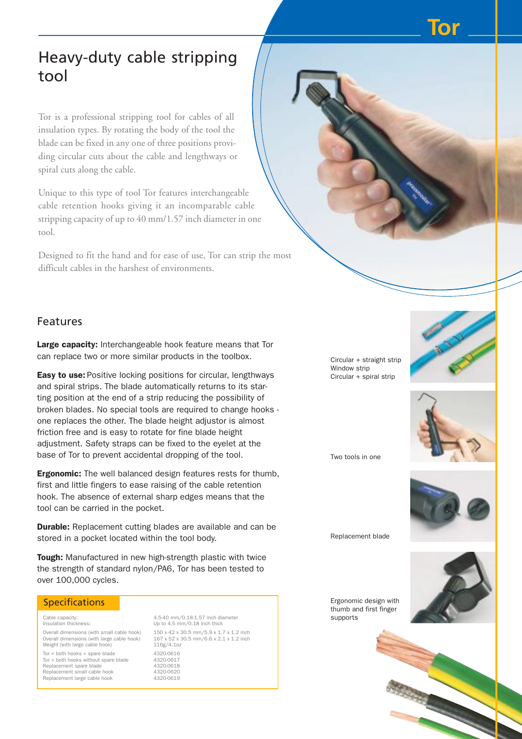# Tor

## Heavy-duty cable stripping tool

Tor is a professional stripping tool for cables of all insulation types. By rotating the body of the tool the blade can be fixed in any one of three positions providing circular cuts about the cable and lengthways or spiral cuts along the cable.

Unique to this type of tool Tor features interchangeable cable retention hooks giving it an incomparable cable stripping capacity of up to 40 mm/1.57 inch diameter in one tool.

Designed to fit the hand and for ease of use, Tor can strip the most difficult cables in the harshest of environments.

## Features

**Large capacity:** Interchangeable hook feature means that Tor can replace two or more similar products in the toolbox.

**Easy to use:** Positive locking positions for circular, lengthways and spiral strips. The blade automatically returns to its starting position at the end of a strip reducing the possibility of broken blades. No special tools are required to change hooks - one replaces the other. The blade height adjustor is almost friction free and is easy to rotate for fine blade height adjustment. Safety straps can be fixed to the eyelet at the base of Tor to prevent accidental dropping of the tool.

**Ergonomic:** The well balanced design features rests for thumb, first and little fingers to ease raising of the cable retention hook. The absence of external sharp edges means that the tool can be carried in the pocket.

**Durable:** Replacement cutting blades are available and can be stored in a pocket located within the tool body.

**Tough:** Manufactured in new high-strength plastic with twice the strength of standard nylon/PA6, Tor has been tested to over 100,000 cycles.

### Specifications

| | |
|---|---|
| Cable capacity: | 4.5-40 mm/0.18-1.57 inch diameter |
| Insulation thickness: | Up to 4.5 mm/0.18 inch thick |
| Overall dimensions (with small cable hook) | 150 x 42 x 30.5 mm/5.9 x 1.7 x 1.2 inch |
| Overall dimensions (with large cable hook) | 167 x 52 x 30.5 mm/6.6 x 2.1 x 1.2 inch |
| Weight (with large cable hook) | 116g/4.1oz |
| Tor + both hooks + spare blade | 4320-0616 |
| Tor + both hooks without spare blade | 4320-0617 |
| Replacement spare blade | 4320-0618 |
| Replacement small cable hook | 4320-0620 |
| Replacement large cable hook | 4320-0619 |

Circular + straight strip
Window strip
Circular + spiral strip

Two tools in one

Replacement blade

Ergonomic design with thumb and first finger supports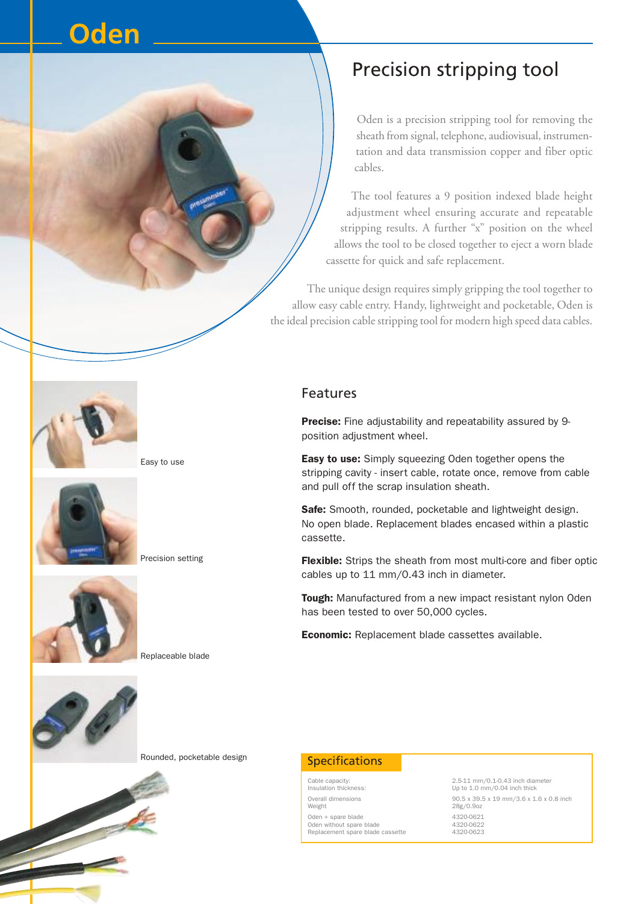# Oden

## Precision stripping tool

Oden is a precision stripping tool for removing the sheath from signal, telephone, audiovisual, instrumentation and data transmission copper and fiber optic cables.

The tool features a 9 position indexed blade height adjustment wheel ensuring accurate and repeatable stripping results. A further "x" position on the wheel allows the tool to be closed together to eject a worn blade cassette for quick and safe replacement.

The unique design requires simply gripping the tool together to allow easy cable entry. Handy, lightweight and pocketable, Oden is the ideal precision cable stripping tool for modern high speed data cables.

Easy to use

Precision setting

Replaceable blade

Rounded, pocketable design

### Features

**Precise:** Fine adjustability and repeatability assured by 9-position adjustment wheel.

**Easy to use:** Simply squeezing Oden together opens the stripping cavity - insert cable, rotate once, remove from cable and pull off the scrap insulation sheath.

**Safe:** Smooth, rounded, pocketable and lightweight design. No open blade. Replacement blades encased within a plastic cassette.

**Flexible:** Strips the sheath from most multi-core and fiber optic cables up to 11 mm/0.43 inch in diameter.

**Tough:** Manufactured from a new impact resistant nylon Oden has been tested to over 50,000 cycles.

**Economic:** Replacement blade cassettes available.

### Specifications

| | |
|---|---|
| Cable capacity: | 2.5-11 mm/0.1-0.43 inch diameter |
| Insulation thickness: | Up to 1.0 mm/0.04 inch thick |
| Overall dimensions | 90.5 x 39.5 x 19 mm/3.6 x 1.6 x 0.8 inch |
| Weight | 28g/0.9oz |
| Oden + spare blade | 4320-0621 |
| Oden without spare blade | 4320-0622 |
| Replacement spare blade cassette | 4320-0623 |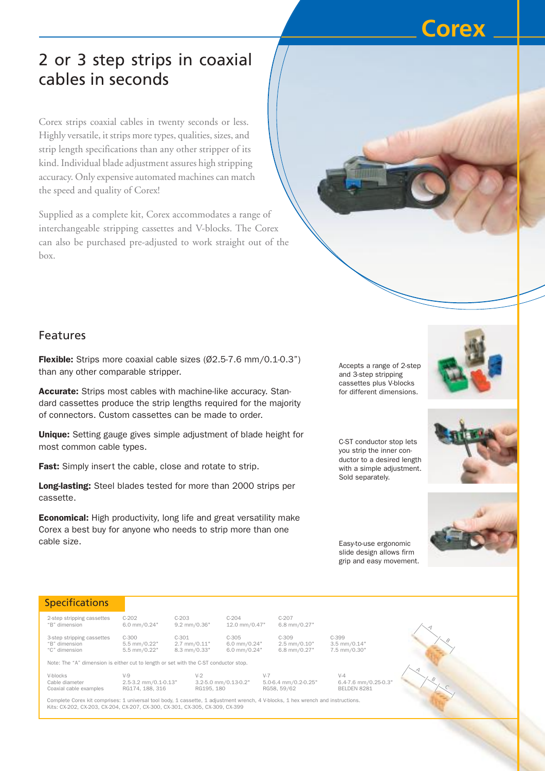# Corex

## 2 or 3 step strips in coaxial cables in seconds

Corex strips coaxial cables in twenty seconds or less. Highly versatile, it strips more types, qualities, sizes, and strip length specifications than any other stripper of its kind. Individual blade adjustment assures high stripping accuracy. Only expensive automated machines can match the speed and quality of Corex!

Supplied as a complete kit, Corex accommodates a range of interchangeable stripping cassettes and V-blocks. The Corex can also be purchased pre-adjusted to work straight out of the box.

## Features

**Flexible:** Strips more coaxial cable sizes (Ø2.5-7.6 mm/0.1-0.3") than any other comparable stripper.

**Accurate:** Strips most cables with machine-like accuracy. Standard cassettes produce the strip lengths required for the majority of connectors. Custom cassettes can be made to order.

**Unique:** Setting gauge gives simple adjustment of blade height for most common cable types.

**Fast:** Simply insert the cable, close and rotate to strip.

**Long-lasting:** Steel blades tested for more than 2000 strips per cassette.

**Economical:** High productivity, long life and great versatility make Corex a best buy for anyone who needs to strip more than one cable size.

Accepts a range of 2-step and 3-step stripping cassettes plus V-blocks for different dimensions.

C-ST conductor stop lets you strip the inner conductor to a desired length with a simple adjustment. Sold separately.

Easy-to-use ergonomic slide design allows firm grip and easy movement.

## Specifications

| 2-step stripping cassettes | C-202 | C-203 | C-204 | C-207 | |
|---|---|---|---|---|---|
| "B" dimension | 6.0 mm/0.24" | 9.2 mm/0.36" | 12.0 mm/0.47" | 6.8 mm/0.27" | |

| 3-step stripping cassettes | C-300 | C-301 | C-305 | C-309 | C-399 |
|---|---|---|---|---|---|
| "B" dimension | 5.5 mm/0.22" | 2.7 mm/0.11" | 6.0 mm/0.24" | 2.5 mm/0.10" | 3.5 mm/0.14" |
| "C" dimension | 5.5 mm/0.22" | 8.3 mm/0.33" | 6.0 mm/0.24" | 6.8 mm/0.27" | 7.5 mm/0.30" |

Note: The "A" dimension is either cut to length or set with the C-ST conductor stop.

| V-blocks | V-9 | V-2 | V-7 | V-4 |
|---|---|---|---|---|
| Cable diameter | 2.5-3.2 mm/0.1-0.13" | 3.2-5.0 mm/0.13-0.2" | 5.0-6.4 mm/0.2-0.25" | 6.4-7.6 mm/0.25-0.3" |
| Coaxial cable examples | RG174, 188, 316 | RG195, 180 | RG58, 59/62 | BELDEN 8281 |

Complete Corex kit comprises: 1 universal tool body, 1 cassette, 1 adjustment wrench, 4 V-blocks, 1 hex wrench and instructions.
Kits: CX-202, CX-203, CX-204, CX-207, CX-300, CX-301, CX-305, CX-309, CX-399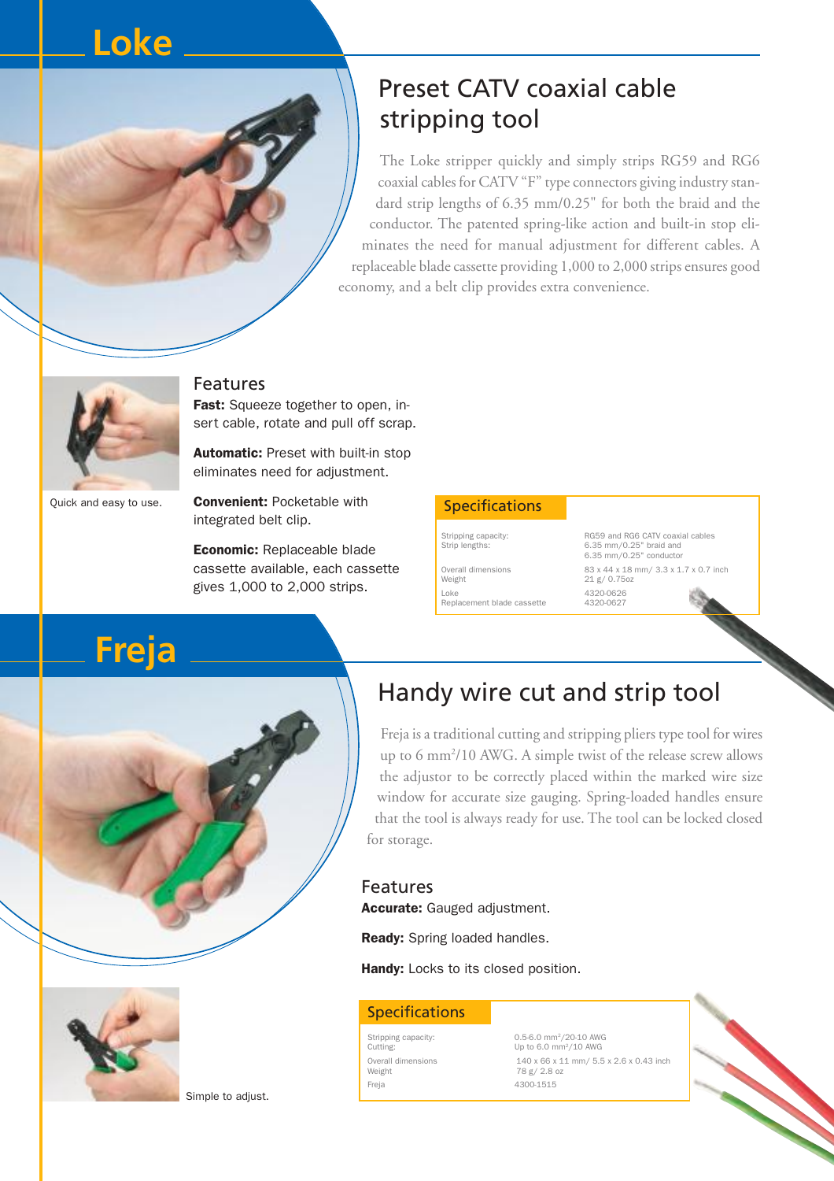# Loke

## Preset CATV coaxial cable stripping tool

The Loke stripper quickly and simply strips RG59 and RG6 coaxial cables for CATV "F" type connectors giving industry standard strip lengths of 6.35 mm/0.25" for both the braid and the conductor. The patented spring-like action and built-in stop eliminates the need for manual adjustment for different cables. A replaceable blade cassette providing 1,000 to 2,000 strips ensures good economy, and a belt clip provides extra convenience.

Quick and easy to use.

### Features

**Fast:** Squeeze together to open, insert cable, rotate and pull off scrap.

**Automatic:** Preset with built-in stop eliminates need for adjustment.

**Convenient:** Pocketable with integrated belt clip.

**Economic:** Replaceable blade cassette available, each cassette gives 1,000 to 2,000 strips.

### Specifications

| | |
|---|---|
| Stripping capacity: | RG59 and RG6 CATV coaxial cables |
| Strip lengths: | 6.35 mm/0.25" braid and 6.35 mm/0.25" conductor |
| Overall dimensions | 83 x 44 x 18 mm/ 3.3 x 1.7 x 0.7 inch |
| Weight | 21 g/ 0.75oz |
| Loke | 4320-0626 |
| Replacement blade cassette | 4320-0627 |

# Freja

## Handy wire cut and strip tool

Freja is a traditional cutting and stripping pliers type tool for wires up to 6 mm²/10 AWG. A simple twist of the release screw allows the adjustor to be correctly placed within the marked wire size window for accurate size gauging. Spring-loaded handles ensure that the tool is always ready for use. The tool can be locked closed for storage.

### Features

**Accurate:** Gauged adjustment.

**Ready:** Spring loaded handles.

**Handy:** Locks to its closed position.

### Specifications

| | |
|---|---|
| Stripping capacity: | 0.5-6.0 mm²/20-10 AWG |
| Cutting: | Up to 6.0 mm²/10 AWG |
| Overall dimensions | 140 x 66 x 11 mm/ 5.5 x 2.6 x 0.43 inch |
| Weight | 78 g/ 2.8 oz |
| Freja | 4300-1515 |

Simple to adjust.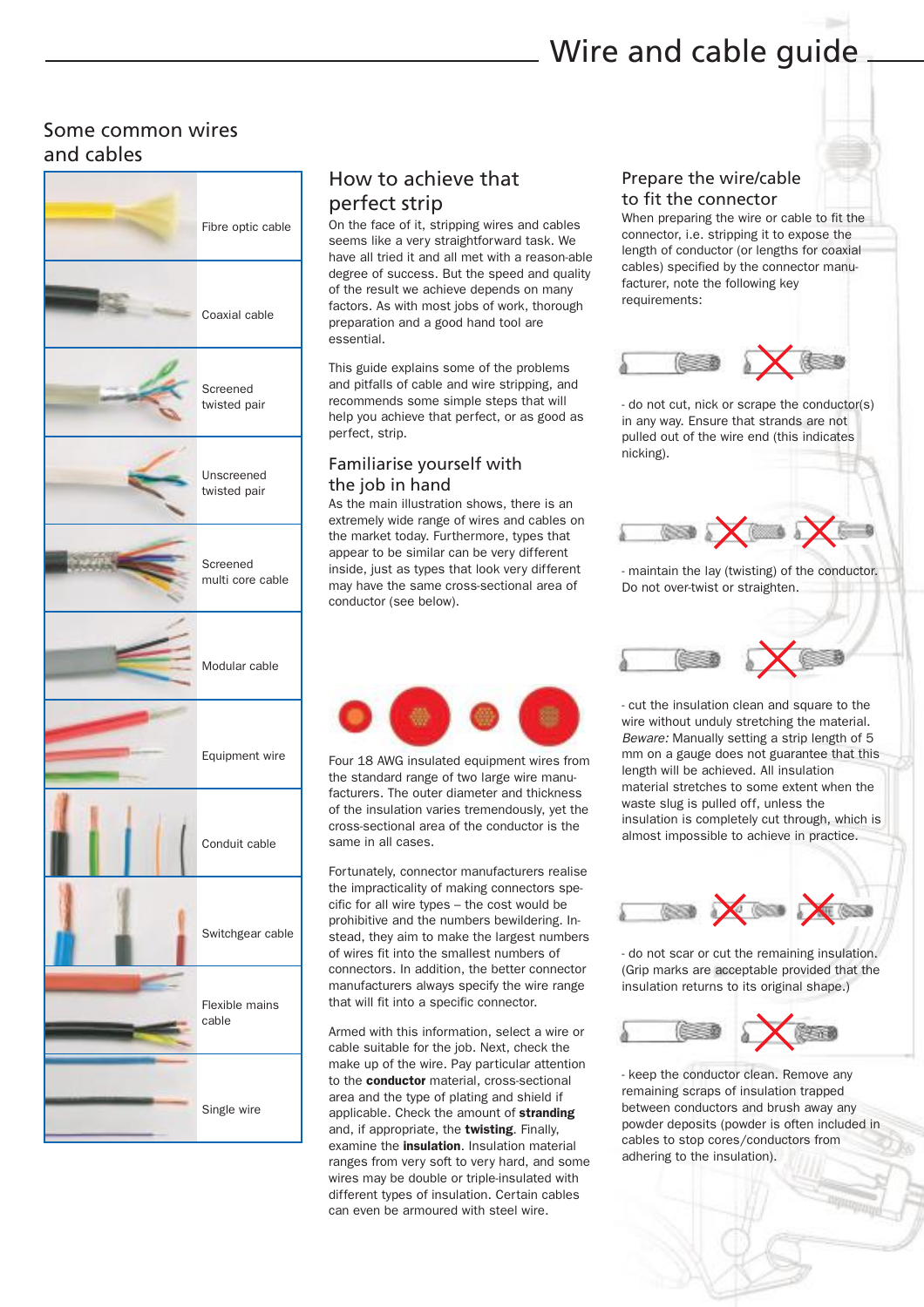# Wire and cable guide

## Some common wires and cables

- Fibre optic cable
- Coaxial cable
- Screened twisted pair
- Unscreened twisted pair
- Screened multi core cable
- Modular cable
- Equipment wire
- Conduit cable
- Switchgear cable
- Flexible mains cable
- Single wire

## How to achieve that perfect strip

On the face of it, stripping wires and cables seems like a very straightforward task. We have all tried it and all met with a reason-able degree of success. But the speed and quality of the result we achieve depends on many factors. As with most jobs of work, thorough preparation and a good hand tool are essential.

This guide explains some of the problems and pitfalls of cable and wire stripping, and recommends some simple steps that will help you achieve that perfect, or as good as perfect, strip.

## Familiarise yourself with the job in hand

As the main illustration shows, there is an extremely wide range of wires and cables on the market today. Furthermore, types that appear to be similar can be very different inside, just as types that look very different may have the same cross-sectional area of conductor (see below).

Four 18 AWG insulated equipment wires from the standard range of two large wire manu-facturers. The outer diameter and thickness of the insulation varies tremendously, yet the cross-sectional area of the conductor is the same in all cases.

Fortunately, connector manufacturers realise the impracticality of making connectors spe-cific for all wire types – the cost would be prohibitive and the numbers bewildering. In-stead, they aim to make the largest numbers of wires fit into the smallest numbers of connectors. In addition, the better connector manufacturers always specify the wire range that will fit into a specific connector.

Armed with this information, select a wire or cable suitable for the job. Next, check the make up of the wire. Pay particular attention to the **conductor** material, cross-sectional area and the type of plating and shield if applicable. Check the amount of **stranding** and, if appropriate, the **twisting**. Finally, examine the **insulation**. Insulation material ranges from very soft to very hard, and some wires may be double or triple-insulated with different types of insulation. Certain cables can even be armoured with steel wire.

## Prepare the wire/cable to fit the connector

When preparing the wire or cable to fit the connector, i.e. stripping it to expose the length of conductor (or lengths for coaxial cables) specified by the connector manu-facturer, note the following key requirements:

- do not cut, nick or scrape the conductor(s) in any way. Ensure that strands are not pulled out of the wire end (this indicates nicking).

- maintain the lay (twisting) of the conductor. Do not over-twist or straighten.

- cut the insulation clean and square to the wire without unduly stretching the material. *Beware:* Manually setting a strip length of 5 mm on a gauge does not guarantee that this length will be achieved. All insulation material stretches to some extent when the waste slug is pulled off, unless the insulation is completely cut through, which is almost impossible to achieve in practice.

- do not scar or cut the remaining insulation. (Grip marks are acceptable provided that the insulation returns to its original shape.)

- keep the conductor clean. Remove any remaining scraps of insulation trapped between conductors and brush away any powder deposits (powder is often included in cables to stop cores/conductors from adhering to the insulation).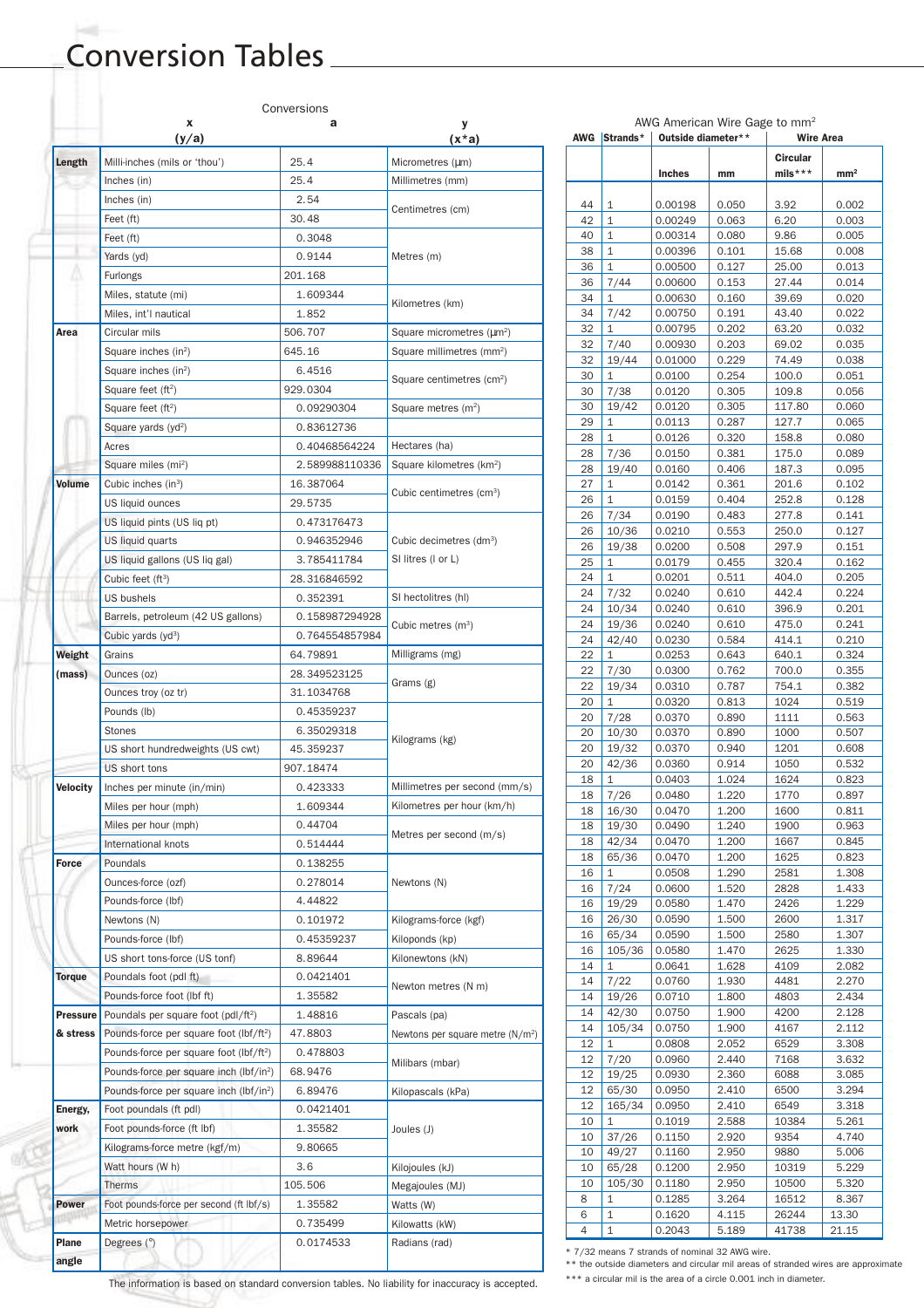# Conversion Tables

Conversions

| | x (y/a) | a | y (x*a) |
|---|---|---|---|
| Length | Milli-inches (mils or 'thou') | 25.4 | Micrometres (µm) |
| | Inches (in) | 25.4 | Millimetres (mm) |
| | Inches (in) | 2.54 | Centimetres (cm) |
| | Feet (ft) | 30.48 | |
| | Feet (ft) | 0.3048 | Metres (m) |
| | Yards (yd) | 0.9144 | |
| | Furlongs | 201.168 | |
| | Miles, statute (mi) | 1.609344 | Kilometres (km) |
| | Miles, int'l nautical | 1.852 | |
| Area | Circular mils | 506.707 | Square micrometres (µm²) |
| | Square inches (in²) | 645.16 | Square millimetres (mm²) |
| | Square inches (in²) | 6.4516 | Square centimetres (cm²) |
| | Square feet (ft²) | 929.0304 | |
| | Square feet (ft²) | 0.09290304 | Square metres (m²) |
| | Square yards (yd²) | 0.83612736 | |
| | Acres | 0.40468564224 | Hectares (ha) |
| | Square miles (mi²) | 2.589988110336 | Square kilometres (km²) |
| Volume | Cubic inches (in³) | 16.387064 | Cubic centimetres (cm³) |
| | US liquid ounces | 29.5735 | |
| | US liquid pints (US liq pt) | 0.473176473 | Cubic decimetres (dm³) SI litres (l or L) |
| | US liquid quarts | 0.946352946 | |
| | US liquid gallons (US liq gal) | 3.785411784 | |
| | Cubic feet (ft³) | 28.316846592 | |
| | US bushels | 0.352391 | SI hectolitres (hl) |
| | Barrels, petroleum (42 US gallons) | 0.158987294928 | Cubic metres (m³) |
| | Cubic yards (yd³) | 0.764554857984 | |
| Weight (mass) | Grains | 64.79891 | Milligrams (mg) |
| | Ounces (oz) | 28.349523125 | Grams (g) |
| | Ounces troy (oz tr) | 31.1034768 | |
| | Pounds (lb) | 0.45359237 | Kilograms (kg) |
| | Stones | 6.35029318 | |
| | US short hundredweights (US cwt) | 45.359237 | |
| | US short tons | 907.18474 | |
| Velocity | Inches per minute (in/min) | 0.423333 | Millimetres per second (mm/s) |
| | Miles per hour (mph) | 1.609344 | Kilometres per hour (km/h) |
| | Miles per hour (mph) | 0.44704 | Metres per second (m/s) |
| | International knots | 0.514444 | |
| Force | Poundals | 0.138255 | Newtons (N) |
| | Ounces-force (ozf) | 0.278014 | |
| | Pounds-force (lbf) | 4.44822 | |
| | Newtons (N) | 0.101972 | Kilograms-force (kgf) |
| | Pounds-force (lbf) | 0.45359237 | Kiloponds (kp) |
| | US short tons-force (US tonf) | 8.89644 | Kilonewtons (kN) |
| Torque | Poundals foot (pdl ft) | 0.0421401 | Newton metres (N m) |
| | Pounds-force foot (lbf ft) | 1.35582 | |
| Pressure & stress | Poundals per square foot (pdl/ft²) | 1.48816 | Pascals (pa) |
| | Pounds-force per square foot (lbf/ft²) | 47.8803 | Newtons per square metre (N/m²) |
| | Pounds-force per square foot (lbf/ft²) | 0.478803 | Milibars (mbar) |
| | Pounds-force per square inch (lbf/in²) | 68.9476 | |
| | Pounds-force per square inch (lbf/in²) | 6.89476 | Kilopascals (kPa) |
| Energy, work | Foot poundals (ft pdl) | 0.0421401 | Joules (J) |
| | Foot pounds-force (ft lbf) | 1.35582 | |
| | Kilograms-force metre (kgf/m) | 9.80665 | |
| | Watt hours (W h) | 3.6 | Kilojoules (kJ) |
| | Therms | 105.506 | Megajoules (MJ) |
| Power | Foot pounds-force per second (ft lbf/s) | 1.35582 | Watts (W) |
| | Metric horsepower | 0.735499 | Kilowatts (kW) |
| Plane angle | Degrees (°) | 0.0174533 | Radians (rad) |

The information is based on standard conversion tables. No liability for inaccuracy is accepted.

AWG American Wire Gage to mm²

| AWG | Strands* | Outside diameter** | | Wire Area | |
|---|---|---|---|---|---|
| | | Inches | mm | Circular mils*** | mm² |
| 44 | 1 | 0.00198 | 0.050 | 3.92 | 0.002 |
| 42 | 1 | 0.00249 | 0.063 | 6.20 | 0.003 |
| 40 | 1 | 0.00314 | 0.080 | 9.86 | 0.005 |
| 38 | 1 | 0.00396 | 0.101 | 15.68 | 0.008 |
| 36 | 1 | 0.00500 | 0.127 | 25.00 | 0.013 |
| 36 | 7/44 | 0.00600 | 0.153 | 27.44 | 0.014 |
| 34 | 1 | 0.00630 | 0.160 | 39.69 | 0.020 |
| 34 | 7/42 | 0.00750 | 0.191 | 43.40 | 0.022 |
| 32 | 1 | 0.00795 | 0.202 | 63.20 | 0.032 |
| 32 | 7/40 | 0.00930 | 0.203 | 69.02 | 0.035 |
| 32 | 19/44 | 0.01000 | 0.229 | 74.49 | 0.038 |
| 30 | 1 | 0.0100 | 0.254 | 100.0 | 0.051 |
| 30 | 7/38 | 0.0120 | 0.305 | 109.8 | 0.056 |
| 30 | 19/42 | 0.0120 | 0.305 | 117.80 | 0.060 |
| 29 | 1 | 0.0113 | 0.287 | 127.7 | 0.065 |
| 28 | 1 | 0.0126 | 0.320 | 158.8 | 0.080 |
| 28 | 7/36 | 0.0150 | 0.381 | 175.0 | 0.089 |
| 28 | 19/40 | 0.0160 | 0.406 | 187.3 | 0.095 |
| 27 | 1 | 0.0142 | 0.361 | 201.6 | 0.102 |
| 26 | 1 | 0.0159 | 0.404 | 252.8 | 0.128 |
| 26 | 7/34 | 0.0190 | 0.483 | 277.8 | 0.141 |
| 26 | 10/36 | 0.0210 | 0.553 | 250.0 | 0.127 |
| 26 | 19/38 | 0.0200 | 0.508 | 297.9 | 0.151 |
| 25 | 1 | 0.0179 | 0.455 | 320.4 | 0.162 |
| 24 | 1 | 0.0201 | 0.511 | 404.0 | 0.205 |
| 24 | 7/32 | 0.0240 | 0.610 | 442.4 | 0.224 |
| 24 | 10/34 | 0.0240 | 0.610 | 396.9 | 0.201 |
| 24 | 19/36 | 0.0240 | 0.610 | 475.0 | 0.241 |
| 24 | 42/40 | 0.0230 | 0.584 | 414.1 | 0.210 |
| 22 | 1 | 0.0253 | 0.643 | 640.1 | 0.324 |
| 22 | 7/30 | 0.0300 | 0.762 | 700.0 | 0.355 |
| 22 | 19/34 | 0.0310 | 0.787 | 754.1 | 0.382 |
| 20 | 1 | 0.0320 | 0.813 | 1024 | 0.519 |
| 20 | 7/28 | 0.0370 | 0.890 | 1111 | 0.563 |
| 20 | 10/30 | 0.0370 | 0.890 | 1000 | 0.507 |
| 20 | 19/32 | 0.0370 | 0.940 | 1201 | 0.608 |
| 20 | 42/36 | 0.0360 | 0.914 | 1050 | 0.532 |
| 18 | 1 | 0.0403 | 1.024 | 1624 | 0.823 |
| 18 | 7/26 | 0.0480 | 1.220 | 1770 | 0.897 |
| 18 | 16/30 | 0.0470 | 1.200 | 1600 | 0.811 |
| 18 | 19/30 | 0.0490 | 1.240 | 1900 | 0.963 |
| 18 | 42/34 | 0.0470 | 1.200 | 1667 | 0.845 |
| 18 | 65/36 | 0.0470 | 1.200 | 1625 | 0.823 |
| 16 | 1 | 0.0508 | 1.290 | 2581 | 1.308 |
| 16 | 7/24 | 0.0600 | 1.520 | 2828 | 1.433 |
| 16 | 19/29 | 0.0580 | 1.470 | 2426 | 1.229 |
| 16 | 26/30 | 0.0590 | 1.500 | 2600 | 1.317 |
| 16 | 65/34 | 0.0590 | 1.500 | 2580 | 1.307 |
| 16 | 105/36 | 0.0580 | 1.470 | 2625 | 1.330 |
| 14 | 1 | 0.0641 | 1.628 | 4109 | 2.082 |
| 14 | 7/22 | 0.0760 | 1.930 | 4481 | 2.270 |
| 14 | 19/26 | 0.0710 | 1.800 | 4803 | 2.434 |
| 14 | 42/30 | 0.0750 | 1.900 | 4200 | 2.128 |
| 14 | 105/34 | 0.0750 | 1.900 | 4167 | 2.112 |
| 12 | 1 | 0.0808 | 2.052 | 6529 | 3.308 |
| 12 | 7/20 | 0.0960 | 2.440 | 7168 | 3.632 |
| 12 | 19/25 | 0.0930 | 2.360 | 6088 | 3.085 |
| 12 | 65/30 | 0.0950 | 2.410 | 6500 | 3.294 |
| 12 | 165/34 | 0.0950 | 2.410 | 6549 | 3.318 |
| 10 | 1 | 0.1019 | 2.588 | 10384 | 5.261 |
| 10 | 37/26 | 0.1150 | 2.920 | 9354 | 4.740 |
| 10 | 49/27 | 0.1160 | 2.950 | 9880 | 5.006 |
| 10 | 65/28 | 0.1200 | 2.950 | 10319 | 5.229 |
| 10 | 105/30 | 0.1180 | 2.950 | 10500 | 5.320 |
| 8 | 1 | 0.1285 | 3.264 | 16512 | 8.367 |
| 6 | 1 | 0.1620 | 4.115 | 26244 | 13.30 |
| 4 | 1 | 0.2043 | 5.189 | 41738 | 21.15 |

\* 7/32 means 7 strands of nominal 32 AWG wire.

\*\* the outside diameters and circular mil areas of stranded wires are approximate

\*\*\* a circular mil is the area of a circle 0.001 inch in diameter.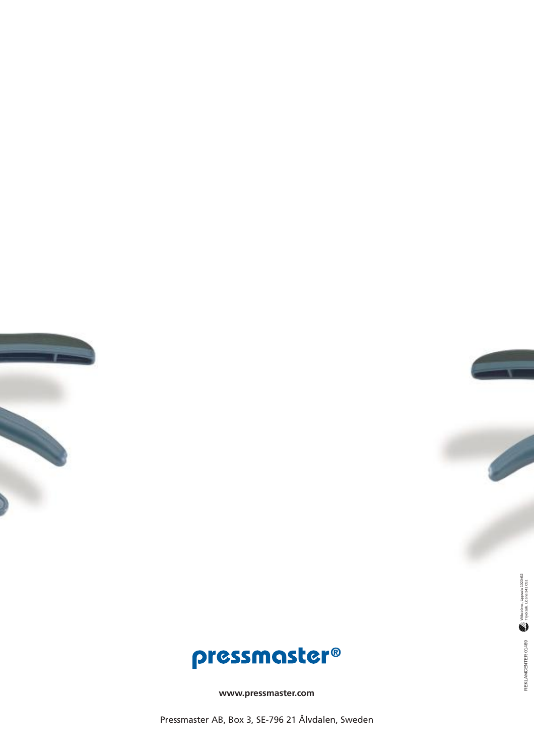**pressmaster®**

**www.pressmaster.com**

Pressmaster AB, Box 3, SE-796 21 Älvdalen, Sweden

REKLAMCENTER 01469

Wikströms, Uppsala 1020462
Trycksak. Licens 341 051